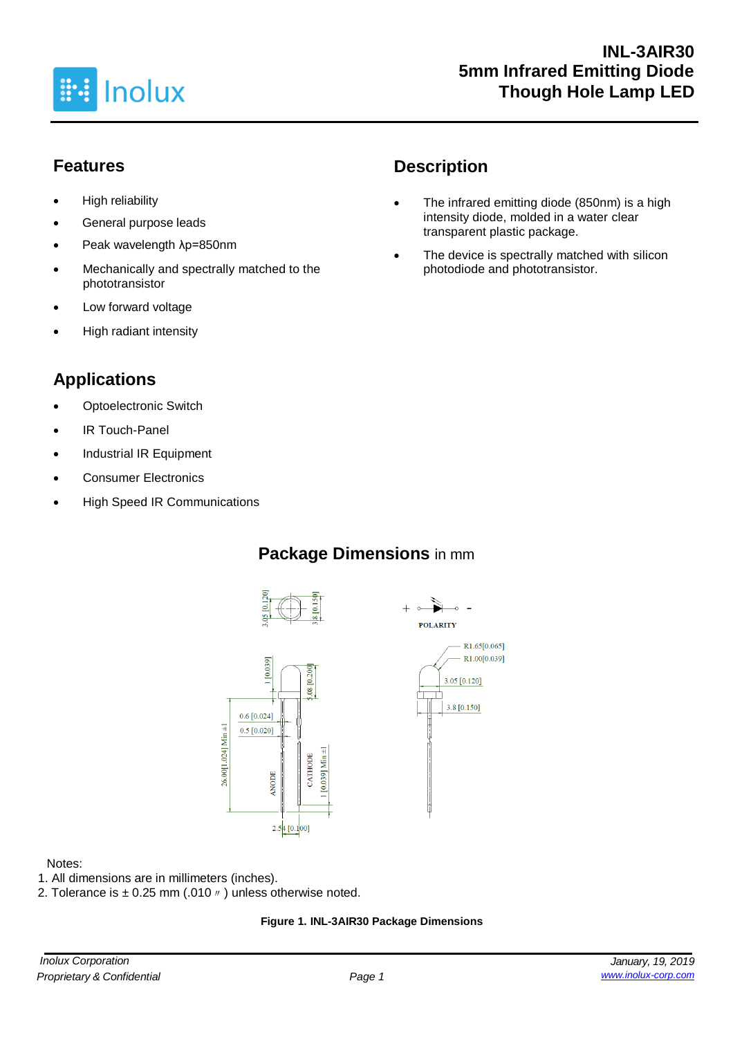# INL-3AIR30
# 5mm Infrared Emitting Diode
# Though Hole Lamp LED

## Features

- High reliability
- General purpose leads
- Peak wavelength λp=850nm
- Mechanically and spectrally matched to the phototransistor
- Low forward voltage
- High radiant intensity

## Description

- The infrared emitting diode (850nm) is a high intensity diode, molded in a water clear transparent plastic package.
- The device is spectrally matched with silicon photodiode and phototransistor.

## Applications

- Optoelectronic Switch
- IR Touch-Panel
- Industrial IR Equipment
- Consumer Electronics
- High Speed IR Communications

## Package Dimensions in mm

Notes:
1. All dimensions are in millimeters (inches).
2. Tolerance is ± 0.25 mm (.010〃) unless otherwise noted.

**Figure 1. INL-3AIR30 Package Dimensions**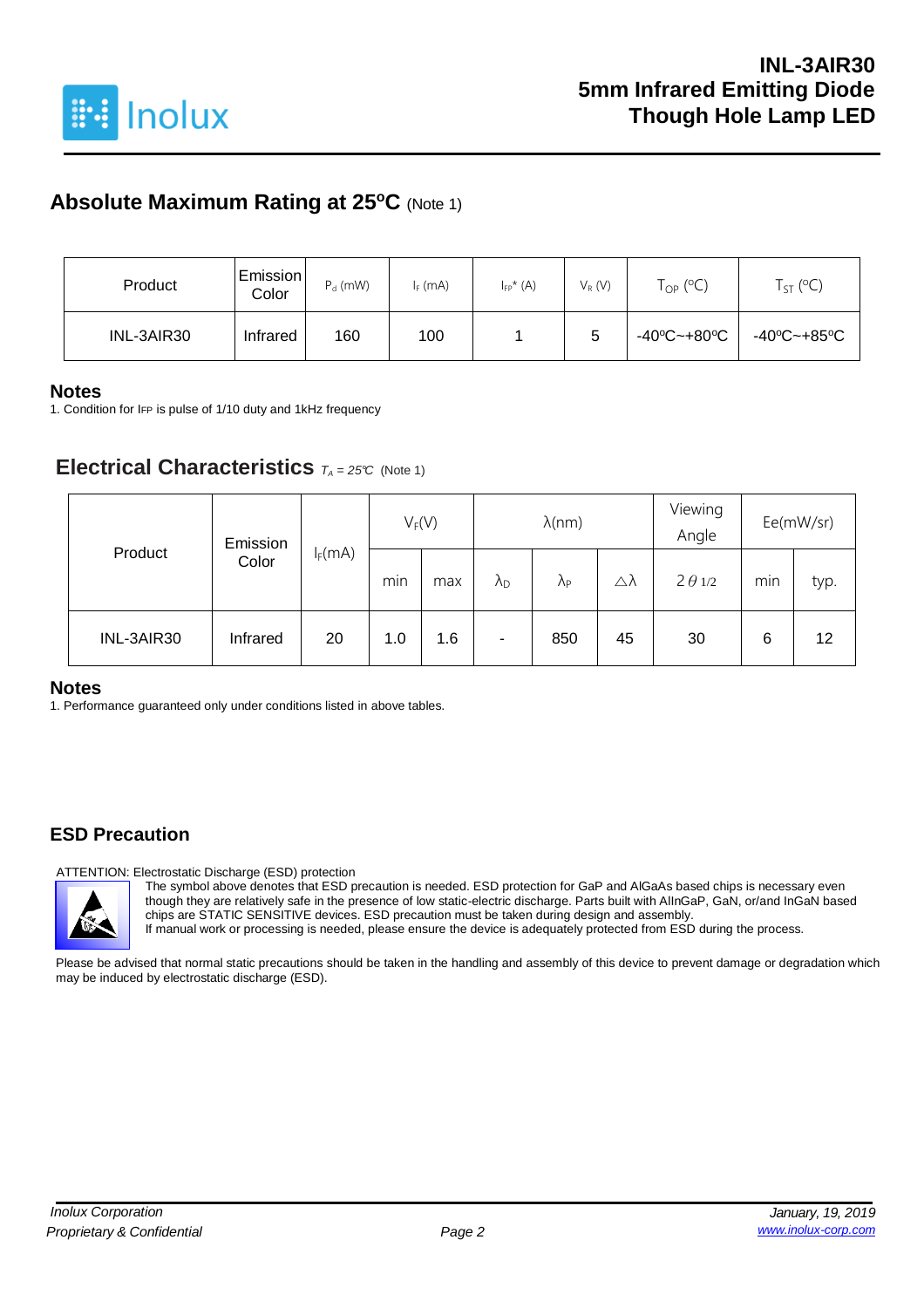## Absolute Maximum Rating at 25ºC (Note 1)

| Product | Emission Color | $P_d$ (mW) | $I_F$ (mA) | $I_{FP}$* (A) | $V_R$ (V) | $T_{OP}$ (ºC) | $T_{ST}$ (ºC) |
|---|---|---|---|---|---|---|---|
| INL-3AIR30 | Infrared | 160 | 100 | 1 | 5 | -40ºC~+80ºC | -40ºC~+85ºC |

### Notes

1. Condition for $I_{FP}$ is pulse of 1/10 duty and 1kHz frequency

## Electrical Characteristics $T_A = 25℃$ (Note 1)

| Product | Emission Color | $I_F$(mA) | $V_F$(V) | | λ(nm) | | | Viewing Angle | Ee(mW/sr) | |
|---|---|---|---|---|---|---|---|---|---|---|
| | | | min | max | $\lambda_D$ | $\lambda_P$ | △λ | $2\theta_{1/2}$ | min | typ. |
| INL-3AIR30 | Infrared | 20 | 1.0 | 1.6 | - | 850 | 45 | 30 | 6 | 12 |

### Notes

1. Performance guaranteed only under conditions listed in above tables.

## ESD Precaution

ATTENTION: Electrostatic Discharge (ESD) protection

The symbol above denotes that ESD precaution is needed. ESD protection for GaP and AlGaAs based chips is necessary even though they are relatively safe in the presence of low static-electric discharge. Parts built with AlInGaP, GaN, or/and InGaN based chips are STATIC SENSITIVE devices. ESD precaution must be taken during design and assembly.
If manual work or processing is needed, please ensure the device is adequately protected from ESD during the process.

Please be advised that normal static precautions should be taken in the handling and assembly of this device to prevent damage or degradation which may be induced by electrostatic discharge (ESD).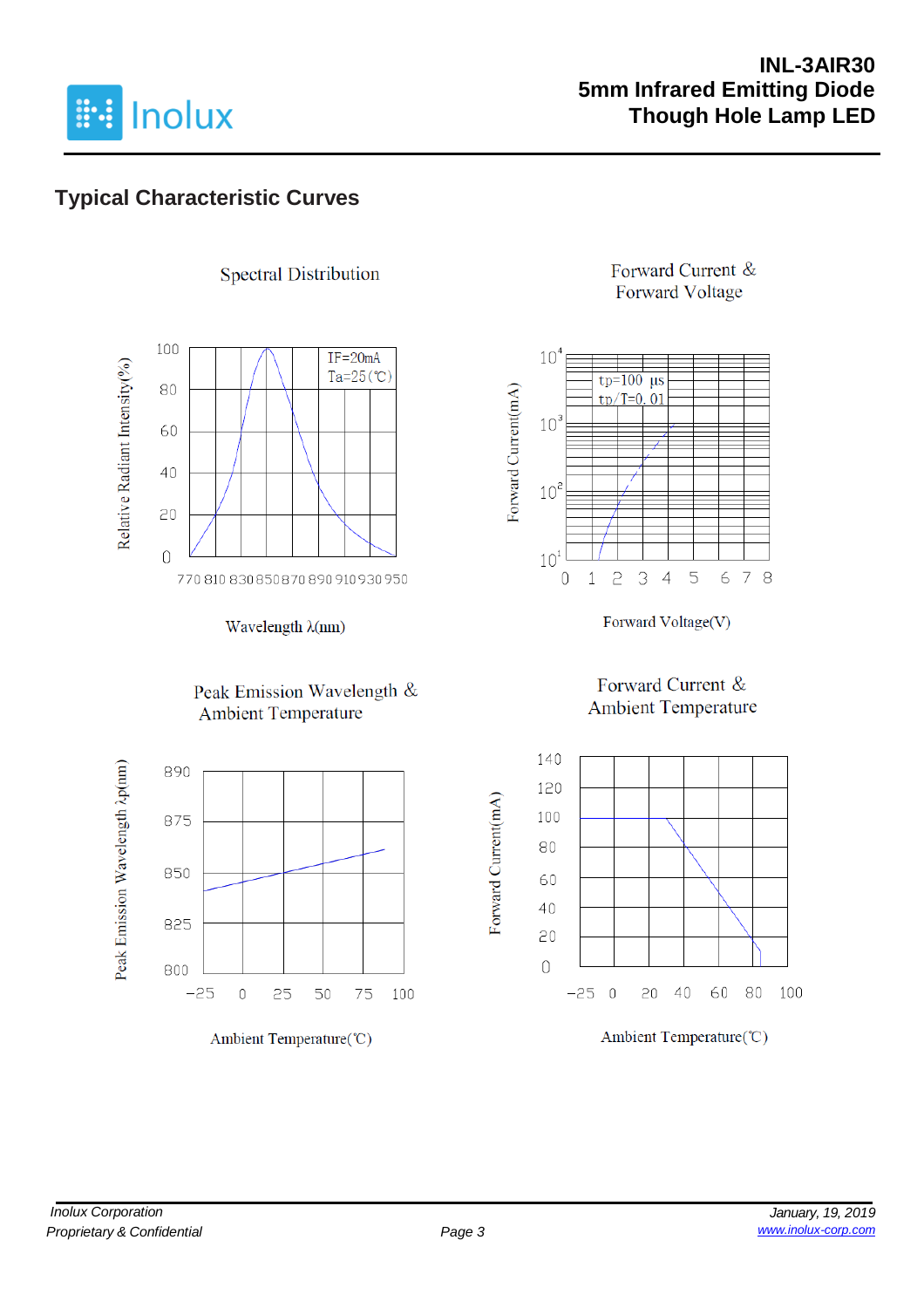## Typical Characteristic Curves

Spectral Distribution

IF=20mA
Ta=25(℃)

Relative Radiant Intensity(%)

100, 80, 60, 40, 20, 0

770 810 830 850 870 890 910 930 950

Wavelength λ(nm)

Forward Current & Forward Voltage

tp=100 μs
tp/T=0.01

Forward Current(mA)

$10^4$, $10^3$, $10^2$, $10^1$

0 1 2 3 4 5 6 7 8

Forward Voltage(V)

Peak Emission Wavelength & Ambient Temperature

Peak Emission Wavelength λp(nm)

890, 875, 850, 825, 800

-25 0 25 50 75 100

Ambient Temperature(℃)

Forward Current & Ambient Temperature

Forward Current(mA)

140, 120, 100, 80, 60, 40, 20, 0

-25 0 20 40 60 80 100

Ambient Temperature(℃)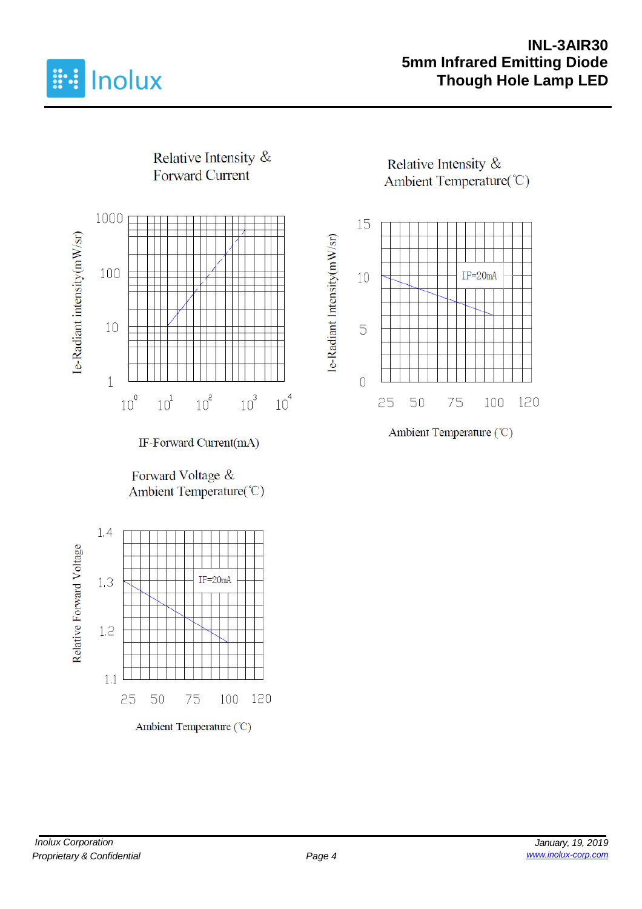Relative Intensity & Forward Current

Ie-Radiant intensity(mW/sr)

1000

100

10

1

$10^0$ $10^1$ $10^2$ $10^3$ $10^4$

IF-Forward Current(mA)

Relative Intensity & Ambient Temperature(℃)

Ie-Radiant Intensity(mW/sr)

15

10

5

0

IF=20mA

25 50 75 100 120

Ambient Temperature (℃)

Forward Voltage & Ambient Temperature(℃)

Relative Forward Voltage

1.4

1.3

1.2

1.1

IF=20mA

25 50 75 100 120

Ambient Temperature (℃)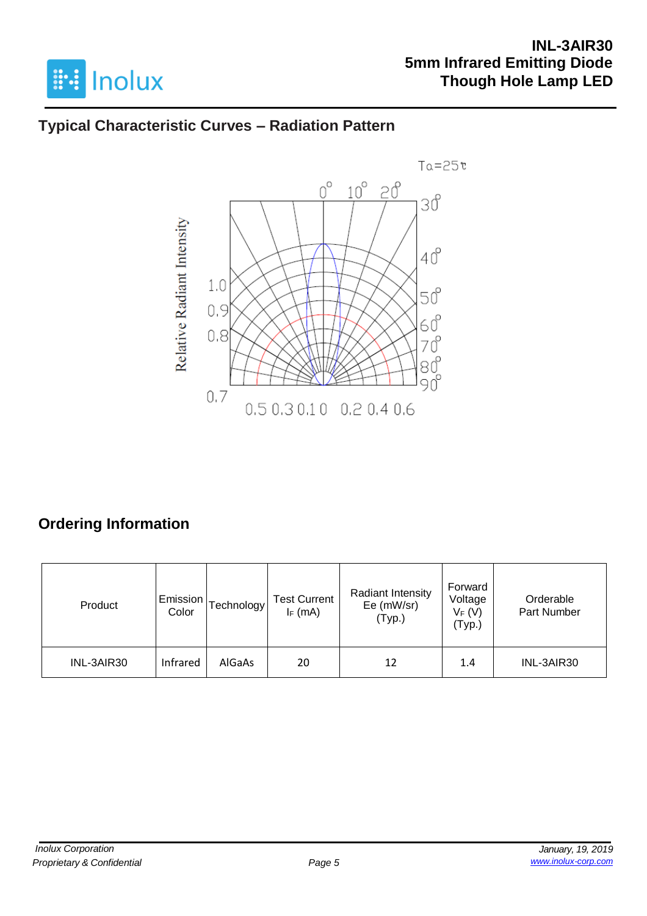## Typical Characteristic Curves – Radiation Pattern

Ta=25℃

0° 10° 20° 30° 40° 50° 60° 70° 80° 90°

Relative Radiant Intensity

1.0 0.9 0.8 0.7

0.5 0.3 0.1 0 0.2 0.4 0.6

## Ordering Information

| Product | Emission Color | Technology | Test Current $I_F$ (mA) | Radiant Intensity Ee (mW/sr) (Typ.) | Forward Voltage $V_F$ (V) (Typ.) | Orderable Part Number |
|---|---|---|---|---|---|---|
| INL-3AIR30 | Infrared | AlGaAs | 20 | 12 | 1.4 | INL-3AIR30 |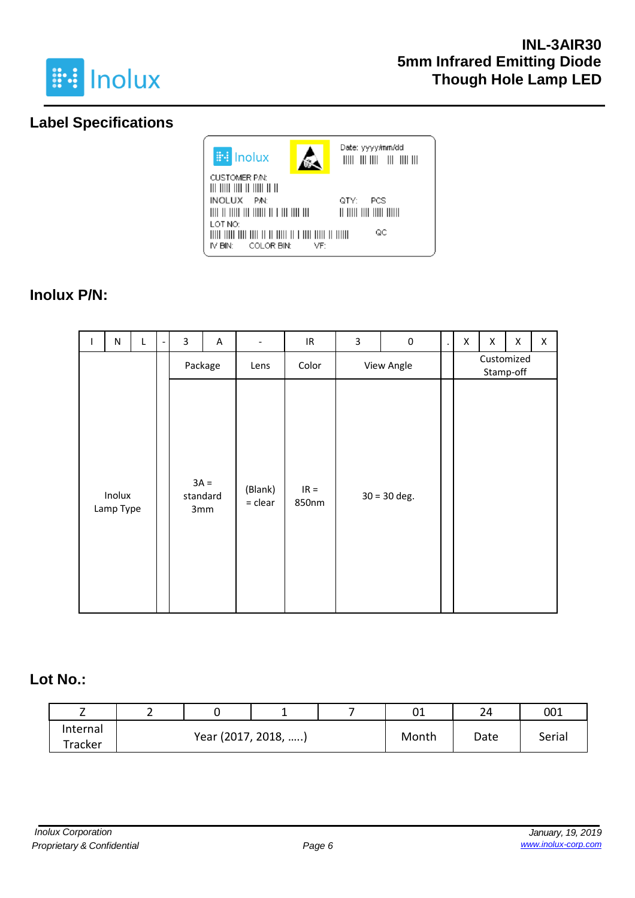## Label Specifications

Inolux

Date: yyyy/mm/dd

CUSTOMER P/N:

INOLUX P/N:

QTY: PCS

LOT NO:

QC

IV BIN: COLOR BIN: VF:

## Inolux P/N:

| I | N | L | - | 3 | A | - | IR | 3 | 0 | . | X | X | X | X |
|---|---|---|---|---|---|---|---|---|---|---|---|---|---|---|
| Inolux Lamp Type | | | | Package | | Lens | Color | View Angle | | | Customized Stamp-off | | | |
| | | | | 3A = standard 3mm | | (Blank) = clear | IR = 850nm | 30 = 30 deg. | | | | | | |

## Lot No.:

| Z | 2 | 0 | 1 | 7 | 01 | 24 | 001 |
|---|---|---|---|---|---|---|---|
| Internal Tracker | Year (2017, 2018, .....) | | | | Month | Date | Serial |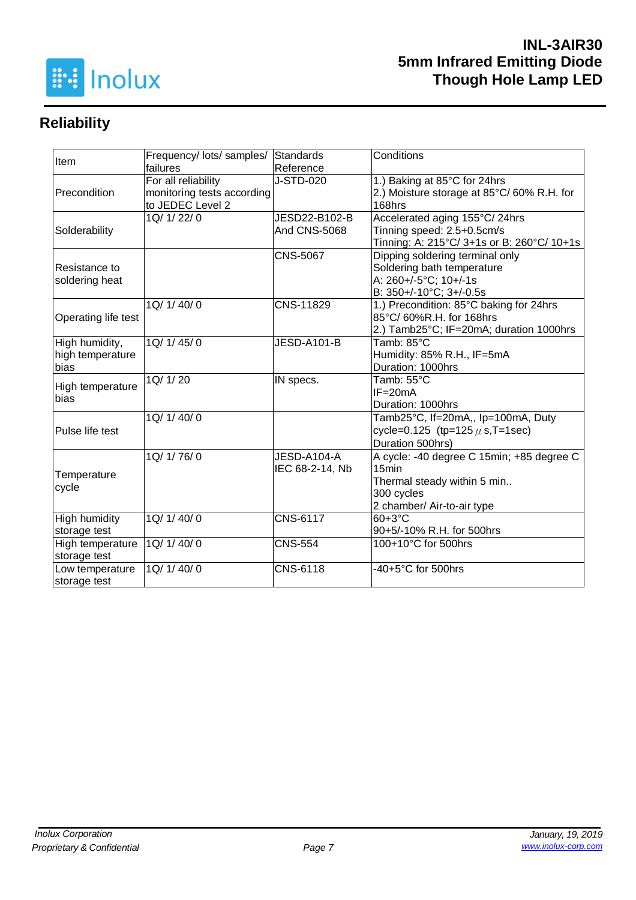## Reliability

| Item | Frequency/ lots/ samples/ failures | Standards Reference | Conditions |
|---|---|---|---|
| Precondition | For all reliability monitoring tests according to JEDEC Level 2 | J-STD-020 | 1.) Baking at 85°C for 24hrs<br>2.) Moisture storage at 85°C/ 60% R.H. for 168hrs |
| Solderability | 1Q/ 1/ 22/ 0 | JESD22-B102-B And CNS-5068 | Accelerated aging 155°C/ 24hrs<br>Tinning speed: 2.5+0.5cm/s<br>Tinning: A: 215°C/ 3+1s or B: 260°C/ 10+1s |
| Resistance to soldering heat | | CNS-5067 | Dipping soldering terminal only<br>Soldering bath temperature<br>A: 260+/-5°C; 10+/-1s<br>B: 350+/-10°C; 3+/-0.5s |
| Operating life test | 1Q/ 1/ 40/ 0 | CNS-11829 | 1.) Precondition: 85°C baking for 24hrs 85°C/ 60%R.H. for 168hrs<br>2.) Tamb25°C; IF=20mA; duration 1000hrs |
| High humidity, high temperature bias | 1Q/ 1/ 45/ 0 | JESD-A101-B | Tamb: 85°C<br>Humidity: 85% R.H., IF=5mA<br>Duration: 1000hrs |
| High temperature bias | 1Q/ 1/ 20 | IN specs. | Tamb: 55°C<br>IF=20mA<br>Duration: 1000hrs |
| Pulse life test | 1Q/ 1/ 40/ 0 | | Tamb25°C, If=20mA,, Ip=100mA, Duty cycle=0.125 (tp=125μs,T=1sec)<br>Duration 500hrs) |
| Temperature cycle | 1Q/ 1/ 76/ 0 | JESD-A104-A<br>IEC 68-2-14, Nb | A cycle: -40 degree C 15min; +85 degree C 15min<br>Thermal steady within 5 min..<br>300 cycles<br>2 chamber/ Air-to-air type |
| High humidity storage test | 1Q/ 1/ 40/ 0 | CNS-6117 | 60+3°C<br>90+5/-10% R.H. for 500hrs |
| High temperature storage test | 1Q/ 1/ 40/ 0 | CNS-554 | 100+10°C for 500hrs |
| Low temperature storage test | 1Q/ 1/ 40/ 0 | CNS-6118 | -40+5°C for 500hrs |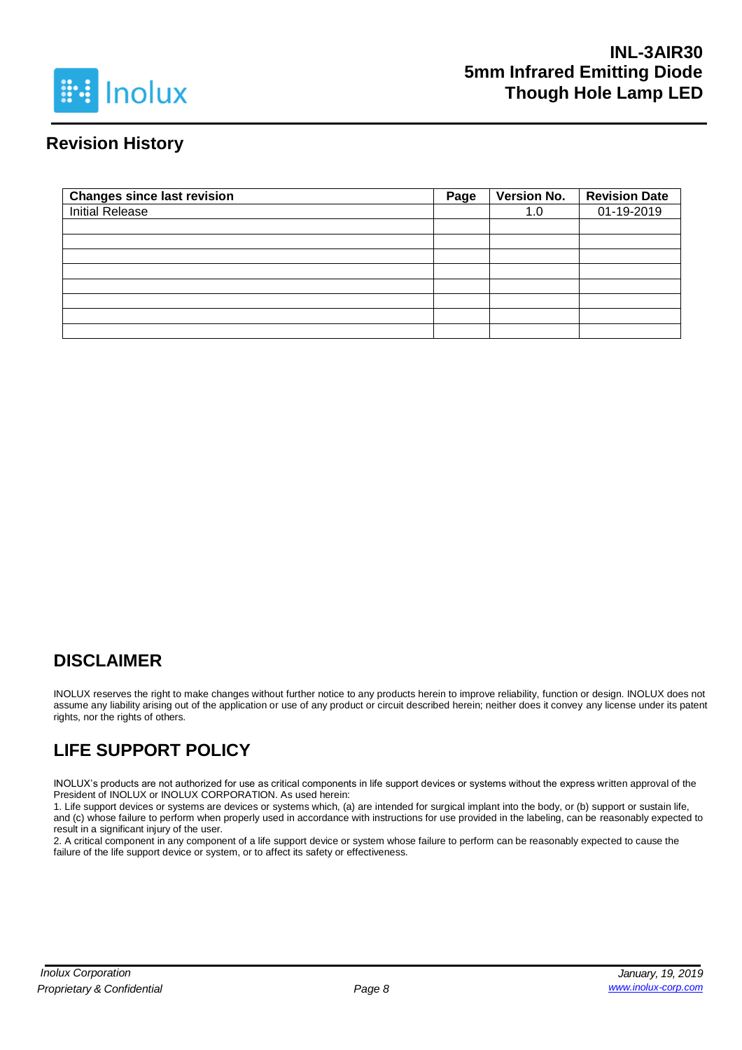## Revision History

| Changes since last revision | Page | Version No. | Revision Date |
|---|---|---|---|
| Initial Release | | 1.0 | 01-19-2019 |
| | | | |
| | | | |
| | | | |
| | | | |
| | | | |
| | | | |
| | | | |
| | | | |

## DISCLAIMER

INOLUX reserves the right to make changes without further notice to any products herein to improve reliability, function or design. INOLUX does not assume any liability arising out of the application or use of any product or circuit described herein; neither does it convey any license under its patent rights, nor the rights of others.

## LIFE SUPPORT POLICY

INOLUX's products are not authorized for use as critical components in life support devices or systems without the express written approval of the President of INOLUX or INOLUX CORPORATION. As used herein:

1. Life support devices or systems are devices or systems which, (a) are intended for surgical implant into the body, or (b) support or sustain life, and (c) whose failure to perform when properly used in accordance with instructions for use provided in the labeling, can be reasonably expected to result in a significant injury of the user.
2. A critical component in any component of a life support device or system whose failure to perform can be reasonably expected to cause the failure of the life support device or system, or to affect its safety or effectiveness.